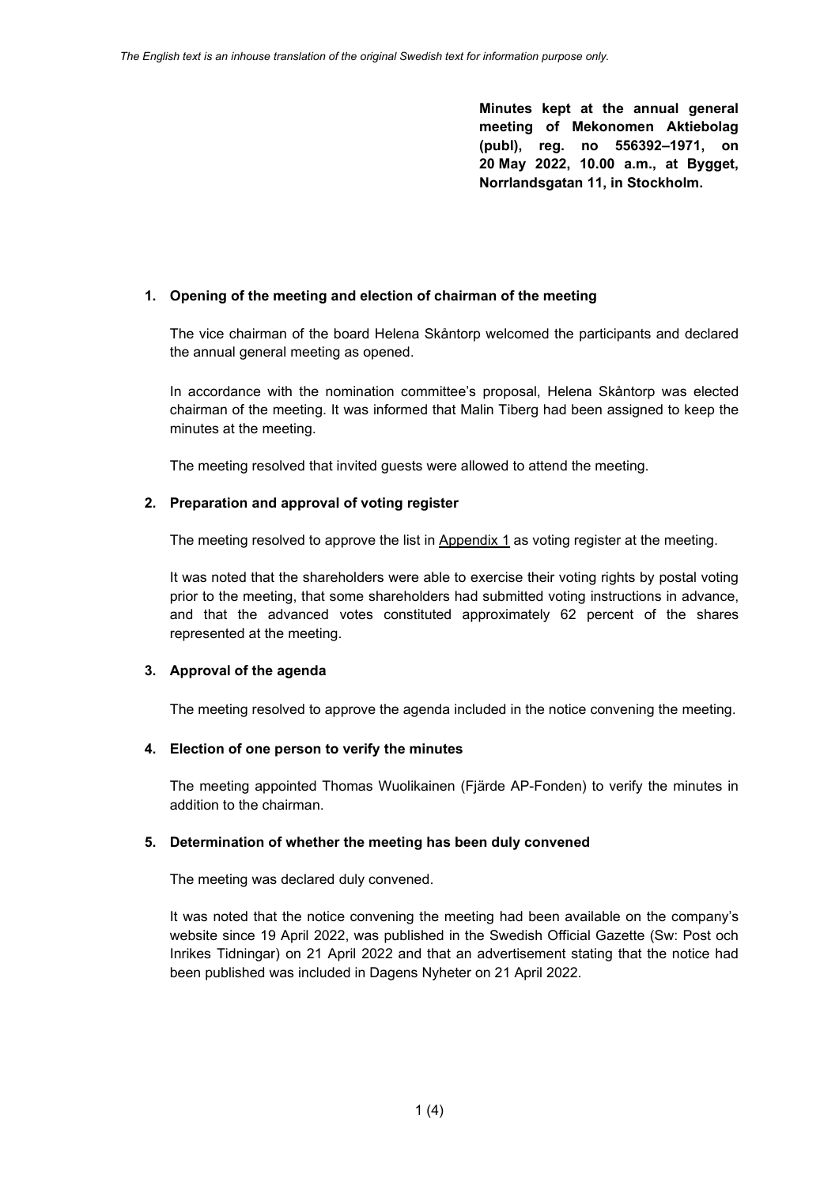*The English text is an inhouse translation of the original Swedish text for information purpose only.*

**Minutes kept at the annual general meeting of Mekonomen Aktiebolag (publ), reg. no 556392–1971, on 20 May 2022, 10.00 a.m., at Bygget, Norrlandsgatan 11, in Stockholm.**

## 1. Opening of the meeting and election of chairman of the meeting

The vice chairman of the board Helena Skåntorp welcomed the participants and declared the annual general meeting as opened.

In accordance with the nomination committee's proposal, Helena Skåntorp was elected chairman of the meeting. It was informed that Malin Tiberg had been assigned to keep the minutes at the meeting.

The meeting resolved that invited guests were allowed to attend the meeting.

## 2. Preparation and approval of voting register

The meeting resolved to approve the list in Appendix 1 as voting register at the meeting.

It was noted that the shareholders were able to exercise their voting rights by postal voting prior to the meeting, that some shareholders had submitted voting instructions in advance, and that the advanced votes constituted approximately 62 percent of the shares represented at the meeting.

## 3. Approval of the agenda

The meeting resolved to approve the agenda included in the notice convening the meeting.

## 4. Election of one person to verify the minutes

The meeting appointed Thomas Wuolikainen (Fjärde AP-Fonden) to verify the minutes in addition to the chairman.

## 5. Determination of whether the meeting has been duly convened

The meeting was declared duly convened.

It was noted that the notice convening the meeting had been available on the company's website since 19 April 2022, was published in the Swedish Official Gazette (Sw: Post och Inrikes Tidningar) on 21 April 2022 and that an advertisement stating that the notice had been published was included in Dagens Nyheter on 21 April 2022.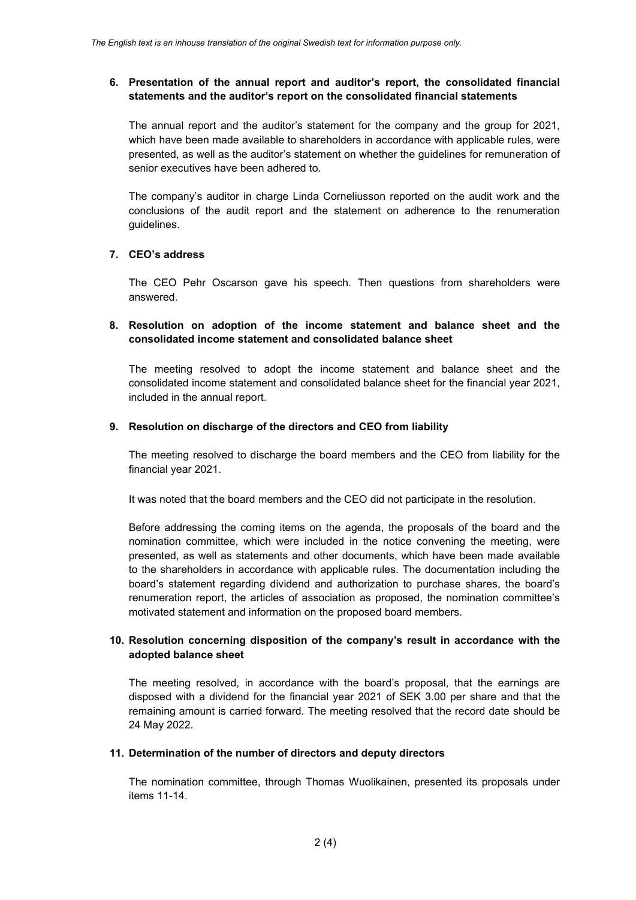*The English text is an inhouse translation of the original Swedish text for information purpose only.*

**6. Presentation of the annual report and auditor's report, the consolidated financial statements and the auditor's report on the consolidated financial statements**

The annual report and the auditor's statement for the company and the group for 2021, which have been made available to shareholders in accordance with applicable rules, were presented, as well as the auditor's statement on whether the guidelines for remuneration of senior executives have been adhered to.

The company's auditor in charge Linda Corneliusson reported on the audit work and the conclusions of the audit report and the statement on adherence to the renumeration guidelines.

**7. CEO's address**

The CEO Pehr Oscarson gave his speech. Then questions from shareholders were answered.

**8. Resolution on adoption of the income statement and balance sheet and the consolidated income statement and consolidated balance sheet**

The meeting resolved to adopt the income statement and balance sheet and the consolidated income statement and consolidated balance sheet for the financial year 2021, included in the annual report.

**9. Resolution on discharge of the directors and CEO from liability**

The meeting resolved to discharge the board members and the CEO from liability for the financial year 2021.

It was noted that the board members and the CEO did not participate in the resolution.

Before addressing the coming items on the agenda, the proposals of the board and the nomination committee, which were included in the notice convening the meeting, were presented, as well as statements and other documents, which have been made available to the shareholders in accordance with applicable rules. The documentation including the board's statement regarding dividend and authorization to purchase shares, the board's renumeration report, the articles of association as proposed, the nomination committee's motivated statement and information on the proposed board members.

**10. Resolution concerning disposition of the company's result in accordance with the adopted balance sheet**

The meeting resolved, in accordance with the board's proposal, that the earnings are disposed with a dividend for the financial year 2021 of SEK 3.00 per share and that the remaining amount is carried forward. The meeting resolved that the record date should be 24 May 2022.

**11. Determination of the number of directors and deputy directors**

The nomination committee, through Thomas Wuolikainen, presented its proposals under items 11-14.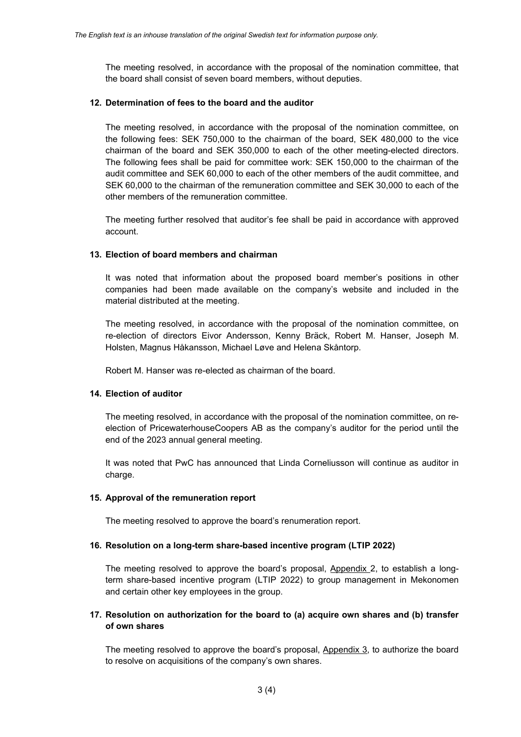*The English text is an inhouse translation of the original Swedish text for information purpose only.*

The meeting resolved, in accordance with the proposal of the nomination committee, that the board shall consist of seven board members, without deputies.

### 12. Determination of fees to the board and the auditor

The meeting resolved, in accordance with the proposal of the nomination committee, on the following fees: SEK 750,000 to the chairman of the board, SEK 480,000 to the vice chairman of the board and SEK 350,000 to each of the other meeting-elected directors. The following fees shall be paid for committee work: SEK 150,000 to the chairman of the audit committee and SEK 60,000 to each of the other members of the audit committee, and SEK 60,000 to the chairman of the remuneration committee and SEK 30,000 to each of the other members of the remuneration committee.

The meeting further resolved that auditor's fee shall be paid in accordance with approved account.

### 13. Election of board members and chairman

It was noted that information about the proposed board member's positions in other companies had been made available on the company's website and included in the material distributed at the meeting.

The meeting resolved, in accordance with the proposal of the nomination committee, on re-election of directors Eivor Andersson, Kenny Bräck, Robert M. Hanser, Joseph M. Holsten, Magnus Håkansson, Michael Løve and Helena Skåntorp.

Robert M. Hanser was re-elected as chairman of the board.

### 14. Election of auditor

The meeting resolved, in accordance with the proposal of the nomination committee, on re-election of PricewaterhouseCoopers AB as the company's auditor for the period until the end of the 2023 annual general meeting.

It was noted that PwC has announced that Linda Corneliusson will continue as auditor in charge.

### 15. Approval of the remuneration report

The meeting resolved to approve the board's renumeration report.

### 16. Resolution on a long-term share-based incentive program (LTIP 2022)

The meeting resolved to approve the board's proposal, Appendix 2, to establish a long-term share-based incentive program (LTIP 2022) to group management in Mekonomen and certain other key employees in the group.

### 17. Resolution on authorization for the board to (a) acquire own shares and (b) transfer of own shares

The meeting resolved to approve the board's proposal, Appendix 3, to authorize the board to resolve on acquisitions of the company's own shares.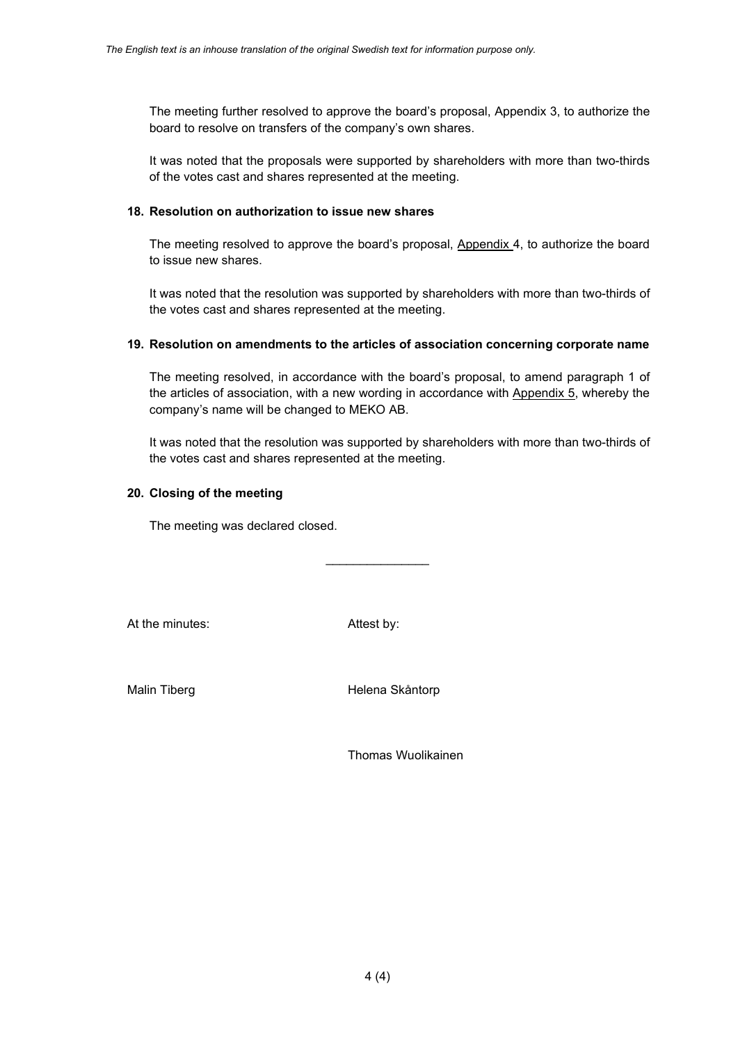*The English text is an inhouse translation of the original Swedish text for information purpose only.*

The meeting further resolved to approve the board's proposal, Appendix 3, to authorize the board to resolve on transfers of the company's own shares.

It was noted that the proposals were supported by shareholders with more than two-thirds of the votes cast and shares represented at the meeting.

**18. Resolution on authorization to issue new shares**

The meeting resolved to approve the board's proposal, Appendix 4, to authorize the board to issue new shares.

It was noted that the resolution was supported by shareholders with more than two-thirds of the votes cast and shares represented at the meeting.

**19. Resolution on amendments to the articles of association concerning corporate name**

The meeting resolved, in accordance with the board's proposal, to amend paragraph 1 of the articles of association, with a new wording in accordance with Appendix 5, whereby the company's name will be changed to MEKO AB.

It was noted that the resolution was supported by shareholders with more than two-thirds of the votes cast and shares represented at the meeting.

**20. Closing of the meeting**

The meeting was declared closed.

_______________

| | |
|---|---|
| At the minutes: | Attest by: |
| Malin Tiberg | Helena Skåntorp |
| | Thomas Wuolikainen |